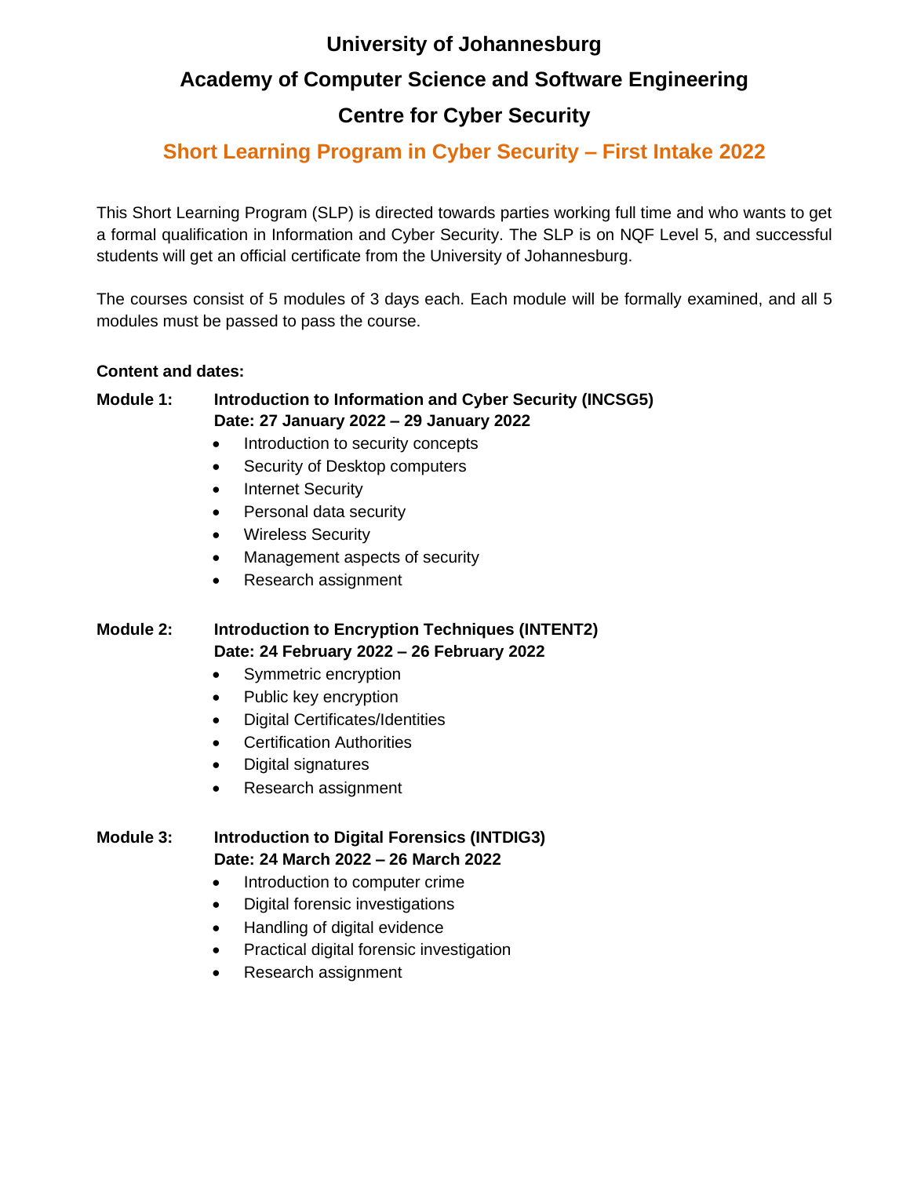# University of Johannesburg

## Academy of Computer Science and Software Engineering

## Centre for Cyber Security

## Short Learning Program in Cyber Security – First Intake 2022

This Short Learning Program (SLP) is directed towards parties working full time and who wants to get a formal qualification in Information and Cyber Security. The SLP is on NQF Level 5, and successful students will get an official certificate from the University of Johannesburg.

The courses consist of 5 modules of 3 days each. Each module will be formally examined, and all 5 modules must be passed to pass the course.

**Content and dates:**

**Module 1: Introduction to Information and Cyber Security (INCSG5)**
**Date: 27 January 2022 – 29 January 2022**

- Introduction to security concepts
- Security of Desktop computers
- Internet Security
- Personal data security
- Wireless Security
- Management aspects of security
- Research assignment

**Module 2: Introduction to Encryption Techniques (INTENT2)**
**Date: 24 February 2022 – 26 February 2022**

- Symmetric encryption
- Public key encryption
- Digital Certificates/Identities
- Certification Authorities
- Digital signatures
- Research assignment

**Module 3: Introduction to Digital Forensics (INTDIG3)**
**Date: 24 March 2022 – 26 March 2022**

- Introduction to computer crime
- Digital forensic investigations
- Handling of digital evidence
- Practical digital forensic investigation
- Research assignment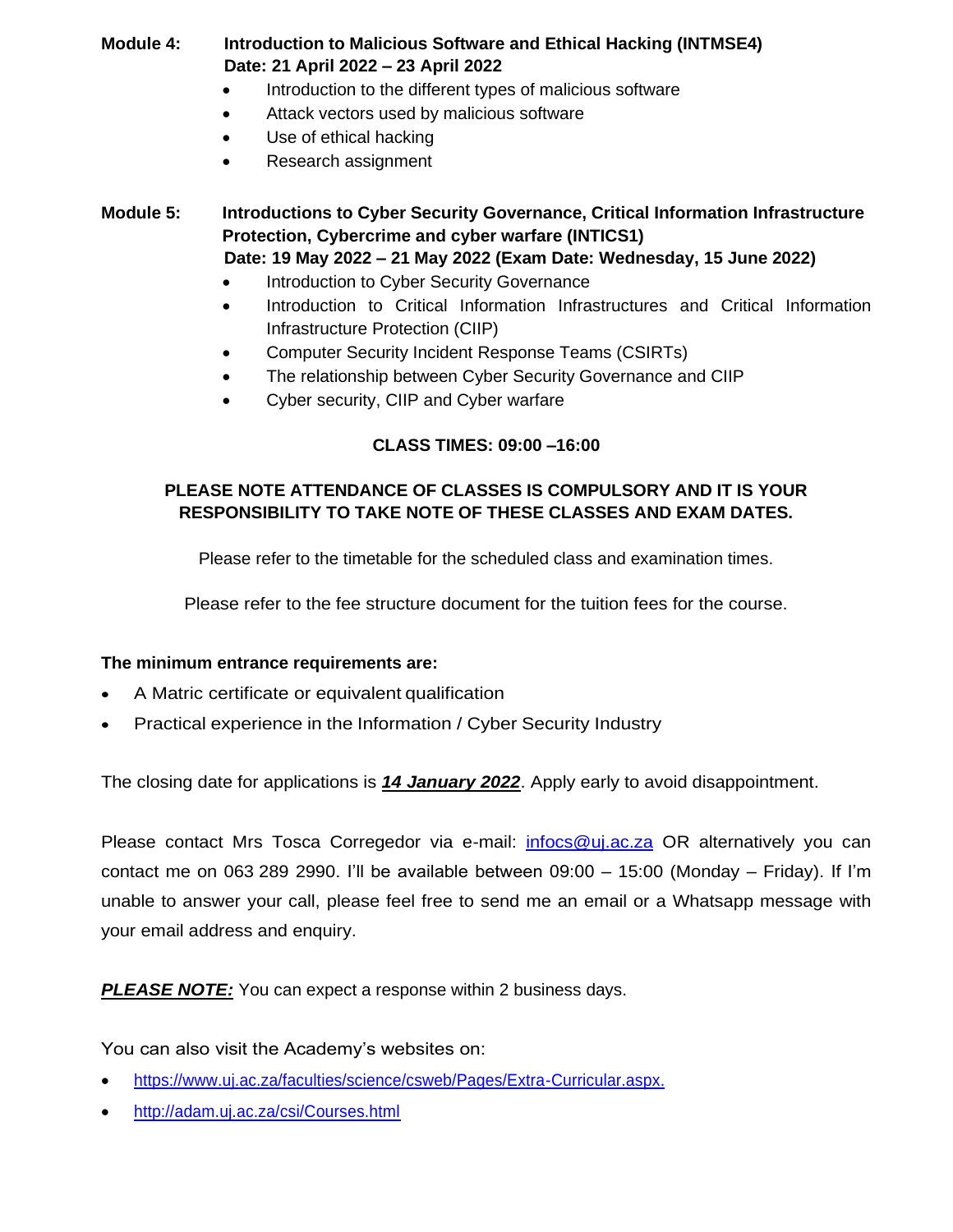**Module 4: Introduction to Malicious Software and Ethical Hacking (INTMSE4)**
**Date: 21 April 2022 – 23 April 2022**

- Introduction to the different types of malicious software
- Attack vectors used by malicious software
- Use of ethical hacking
- Research assignment

**Module 5: Introductions to Cyber Security Governance, Critical Information Infrastructure Protection, Cybercrime and cyber warfare (INTICS1)**
**Date: 19 May 2022 – 21 May 2022 (Exam Date: Wednesday, 15 June 2022)**

- Introduction to Cyber Security Governance
- Introduction to Critical Information Infrastructures and Critical Information Infrastructure Protection (CIIP)
- Computer Security Incident Response Teams (CSIRTs)
- The relationship between Cyber Security Governance and CIIP
- Cyber security, CIIP and Cyber warfare

**CLASS TIMES: 09:00 –16:00**

**PLEASE NOTE ATTENDANCE OF CLASSES IS COMPULSORY AND IT IS YOUR RESPONSIBILITY TO TAKE NOTE OF THESE CLASSES AND EXAM DATES.**

Please refer to the timetable for the scheduled class and examination times.

Please refer to the fee structure document for the tuition fees for the course.

**The minimum entrance requirements are:**

- A Matric certificate or equivalent qualification
- Practical experience in the Information / Cyber Security Industry

The closing date for applications is ***14 January 2022***. Apply early to avoid disappointment.

Please contact Mrs Tosca Corregedor via e-mail: infocs@uj.ac.za OR alternatively you can contact me on 063 289 2990. I'll be available between 09:00 – 15:00 (Monday – Friday). If I'm unable to answer your call, please feel free to send me an email or a Whatsapp message with your email address and enquiry.

***PLEASE NOTE:*** You can expect a response within 2 business days.

You can also visit the Academy's websites on:

- https://www.uj.ac.za/faculties/science/csweb/Pages/Extra-Curricular.aspx.
- http://adam.uj.ac.za/csi/Courses.html